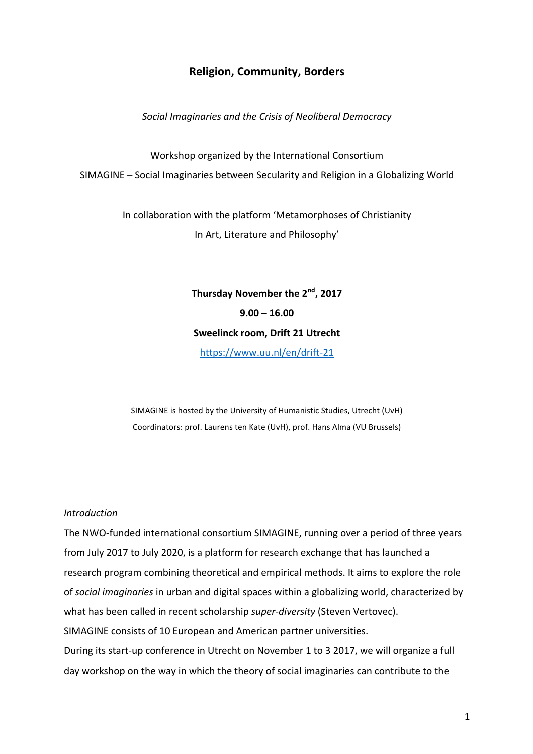# Religion, Community, Borders

*Social Imaginaries and the Crisis of Neoliberal Democracy*

Workshop organized by the International Consortium
SIMAGINE – Social Imaginaries between Secularity and Religion in a Globalizing World

In collaboration with the platform 'Metamorphoses of Christianity
In Art, Literature and Philosophy'

**Thursday November the 2nd, 2017**
**9.00 – 16.00**
**Sweelinck room, Drift 21 Utrecht**
https://www.uu.nl/en/drift-21

SIMAGINE is hosted by the University of Humanistic Studies, Utrecht (UvH)
Coordinators: prof. Laurens ten Kate (UvH), prof. Hans Alma (VU Brussels)

*Introduction*

The NWO-funded international consortium SIMAGINE, running over a period of three years from July 2017 to July 2020, is a platform for research exchange that has launched a research program combining theoretical and empirical methods. It aims to explore the role of *social imaginaries* in urban and digital spaces within a globalizing world, characterized by what has been called in recent scholarship *super-diversity* (Steven Vertovec).
SIMAGINE consists of 10 European and American partner universities.
During its start-up conference in Utrecht on November 1 to 3 2017, we will organize a full day workshop on the way in which the theory of social imaginaries can contribute to the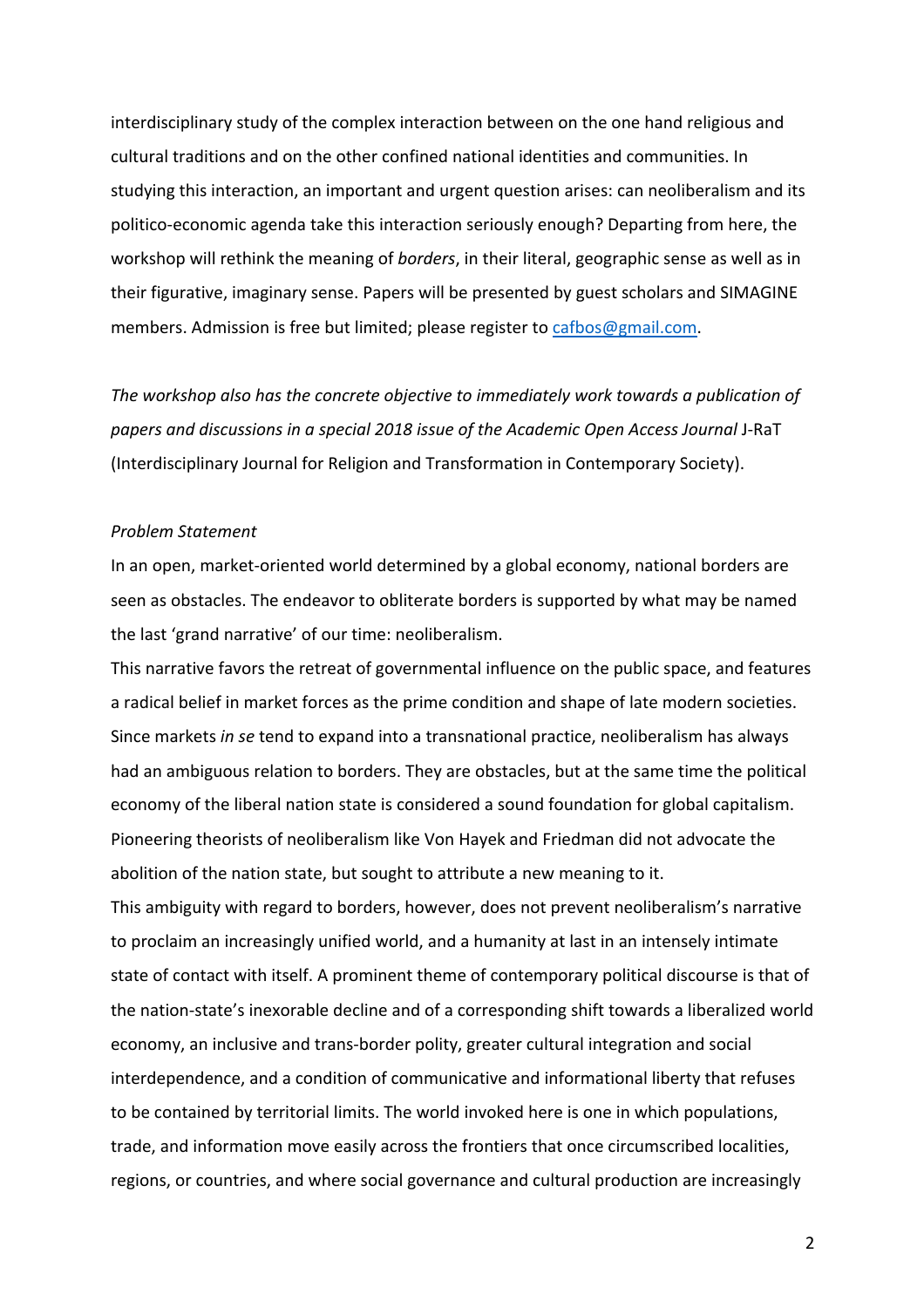interdisciplinary study of the complex interaction between on the one hand religious and cultural traditions and on the other confined national identities and communities. In studying this interaction, an important and urgent question arises: can neoliberalism and its politico-economic agenda take this interaction seriously enough? Departing from here, the workshop will rethink the meaning of *borders*, in their literal, geographic sense as well as in their figurative, imaginary sense. Papers will be presented by guest scholars and SIMAGINE members. Admission is free but limited; please register to [cafbos@gmail.com](mailto:cafbos@gmail.com).

*The workshop also has the concrete objective to immediately work towards a publication of papers and discussions in a special 2018 issue of the Academic Open Access Journal* J-RaT (Interdisciplinary Journal for Religion and Transformation in Contemporary Society).

*Problem Statement*

In an open, market-oriented world determined by a global economy, national borders are seen as obstacles. The endeavor to obliterate borders is supported by what may be named the last 'grand narrative' of our time: neoliberalism.

This narrative favors the retreat of governmental influence on the public space, and features a radical belief in market forces as the prime condition and shape of late modern societies. Since markets *in se* tend to expand into a transnational practice, neoliberalism has always had an ambiguous relation to borders. They are obstacles, but at the same time the political economy of the liberal nation state is considered a sound foundation for global capitalism. Pioneering theorists of neoliberalism like Von Hayek and Friedman did not advocate the abolition of the nation state, but sought to attribute a new meaning to it.

This ambiguity with regard to borders, however, does not prevent neoliberalism's narrative to proclaim an increasingly unified world, and a humanity at last in an intensely intimate state of contact with itself. A prominent theme of contemporary political discourse is that of the nation-state's inexorable decline and of a corresponding shift towards a liberalized world economy, an inclusive and trans-border polity, greater cultural integration and social interdependence, and a condition of communicative and informational liberty that refuses to be contained by territorial limits. The world invoked here is one in which populations, trade, and information move easily across the frontiers that once circumscribed localities, regions, or countries, and where social governance and cultural production are increasingly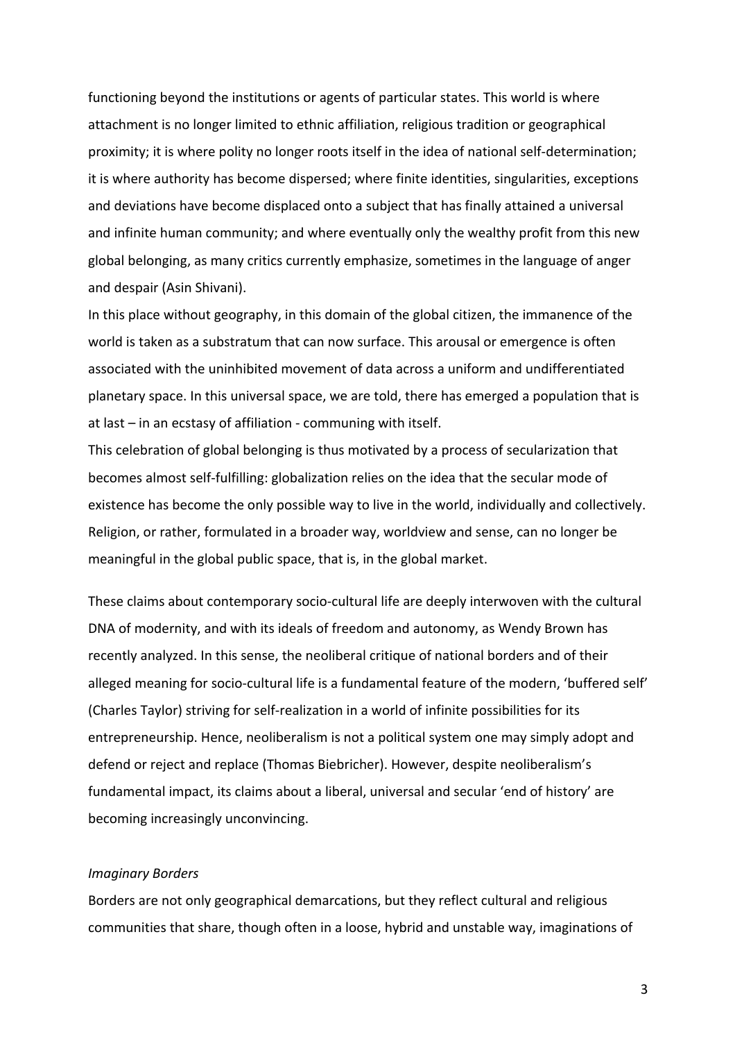functioning beyond the institutions or agents of particular states. This world is where attachment is no longer limited to ethnic affiliation, religious tradition or geographical proximity; it is where polity no longer roots itself in the idea of national self-determination; it is where authority has become dispersed; where finite identities, singularities, exceptions and deviations have become displaced onto a subject that has finally attained a universal and infinite human community; and where eventually only the wealthy profit from this new global belonging, as many critics currently emphasize, sometimes in the language of anger and despair (Asin Shivani).

In this place without geography, in this domain of the global citizen, the immanence of the world is taken as a substratum that can now surface. This arousal or emergence is often associated with the uninhibited movement of data across a uniform and undifferentiated planetary space. In this universal space, we are told, there has emerged a population that is at last – in an ecstasy of affiliation - communing with itself.

This celebration of global belonging is thus motivated by a process of secularization that becomes almost self-fulfilling: globalization relies on the idea that the secular mode of existence has become the only possible way to live in the world, individually and collectively. Religion, or rather, formulated in a broader way, worldview and sense, can no longer be meaningful in the global public space, that is, in the global market.

These claims about contemporary socio-cultural life are deeply interwoven with the cultural DNA of modernity, and with its ideals of freedom and autonomy, as Wendy Brown has recently analyzed. In this sense, the neoliberal critique of national borders and of their alleged meaning for socio-cultural life is a fundamental feature of the modern, 'buffered self' (Charles Taylor) striving for self-realization in a world of infinite possibilities for its entrepreneurship. Hence, neoliberalism is not a political system one may simply adopt and defend or reject and replace (Thomas Biebricher). However, despite neoliberalism's fundamental impact, its claims about a liberal, universal and secular 'end of history' are becoming increasingly unconvincing.

### *Imaginary Borders*

Borders are not only geographical demarcations, but they reflect cultural and religious communities that share, though often in a loose, hybrid and unstable way, imaginations of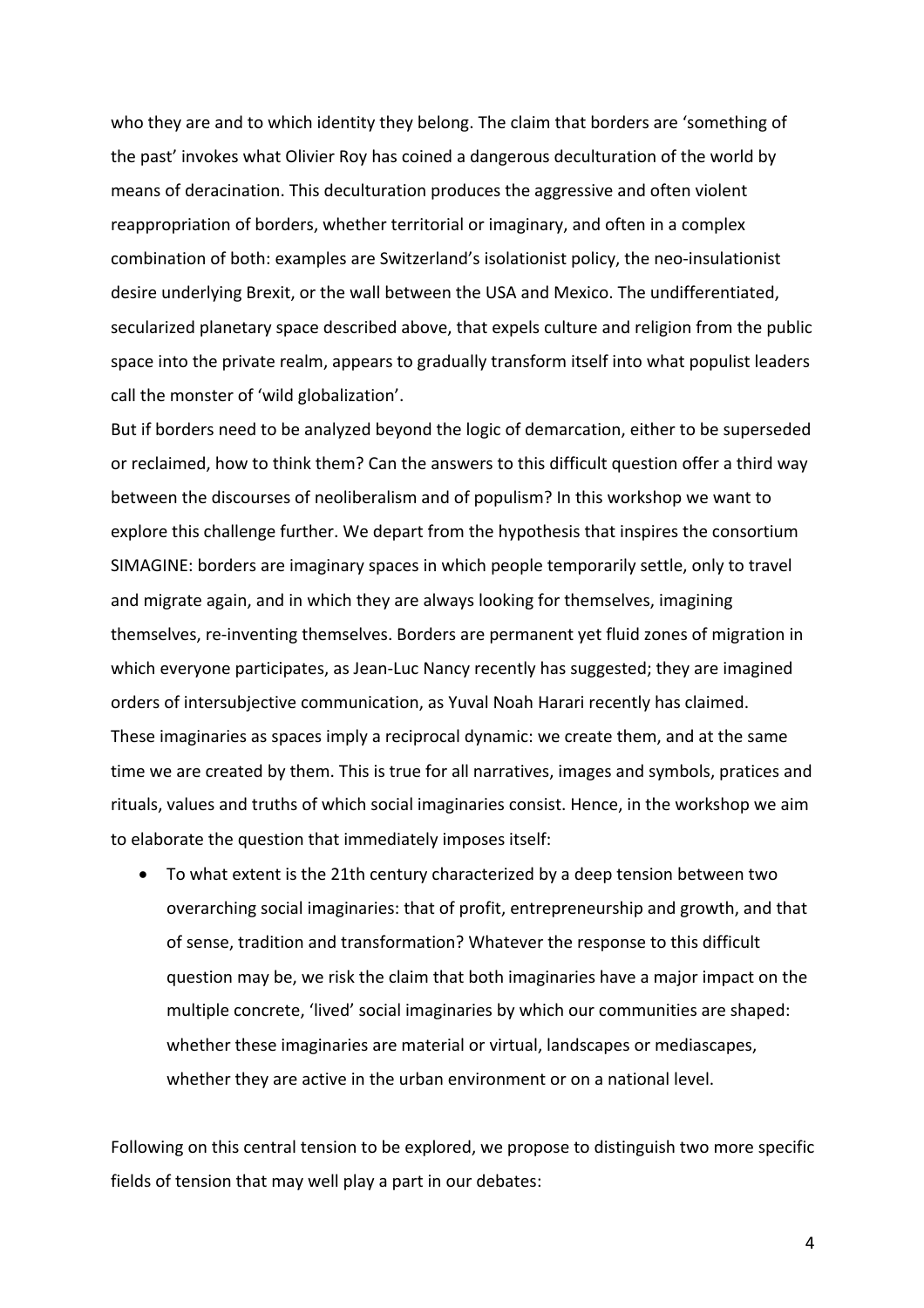who they are and to which identity they belong. The claim that borders are 'something of the past' invokes what Olivier Roy has coined a dangerous deculturation of the world by means of deracination. This deculturation produces the aggressive and often violent reappropriation of borders, whether territorial or imaginary, and often in a complex combination of both: examples are Switzerland's isolationist policy, the neo-insulationist desire underlying Brexit, or the wall between the USA and Mexico. The undifferentiated, secularized planetary space described above, that expels culture and religion from the public space into the private realm, appears to gradually transform itself into what populist leaders call the monster of 'wild globalization'.

But if borders need to be analyzed beyond the logic of demarcation, either to be superseded or reclaimed, how to think them? Can the answers to this difficult question offer a third way between the discourses of neoliberalism and of populism? In this workshop we want to explore this challenge further. We depart from the hypothesis that inspires the consortium SIMAGINE: borders are imaginary spaces in which people temporarily settle, only to travel and migrate again, and in which they are always looking for themselves, imagining themselves, re-inventing themselves. Borders are permanent yet fluid zones of migration in which everyone participates, as Jean-Luc Nancy recently has suggested; they are imagined orders of intersubjective communication, as Yuval Noah Harari recently has claimed.

These imaginaries as spaces imply a reciprocal dynamic: we create them, and at the same time we are created by them. This is true for all narratives, images and symbols, pratices and rituals, values and truths of which social imaginaries consist. Hence, in the workshop we aim to elaborate the question that immediately imposes itself:

- To what extent is the 21th century characterized by a deep tension between two overarching social imaginaries: that of profit, entrepreneurship and growth, and that of sense, tradition and transformation? Whatever the response to this difficult question may be, we risk the claim that both imaginaries have a major impact on the multiple concrete, 'lived' social imaginaries by which our communities are shaped: whether these imaginaries are material or virtual, landscapes or mediascapes, whether they are active in the urban environment or on a national level.

Following on this central tension to be explored, we propose to distinguish two more specific fields of tension that may well play a part in our debates: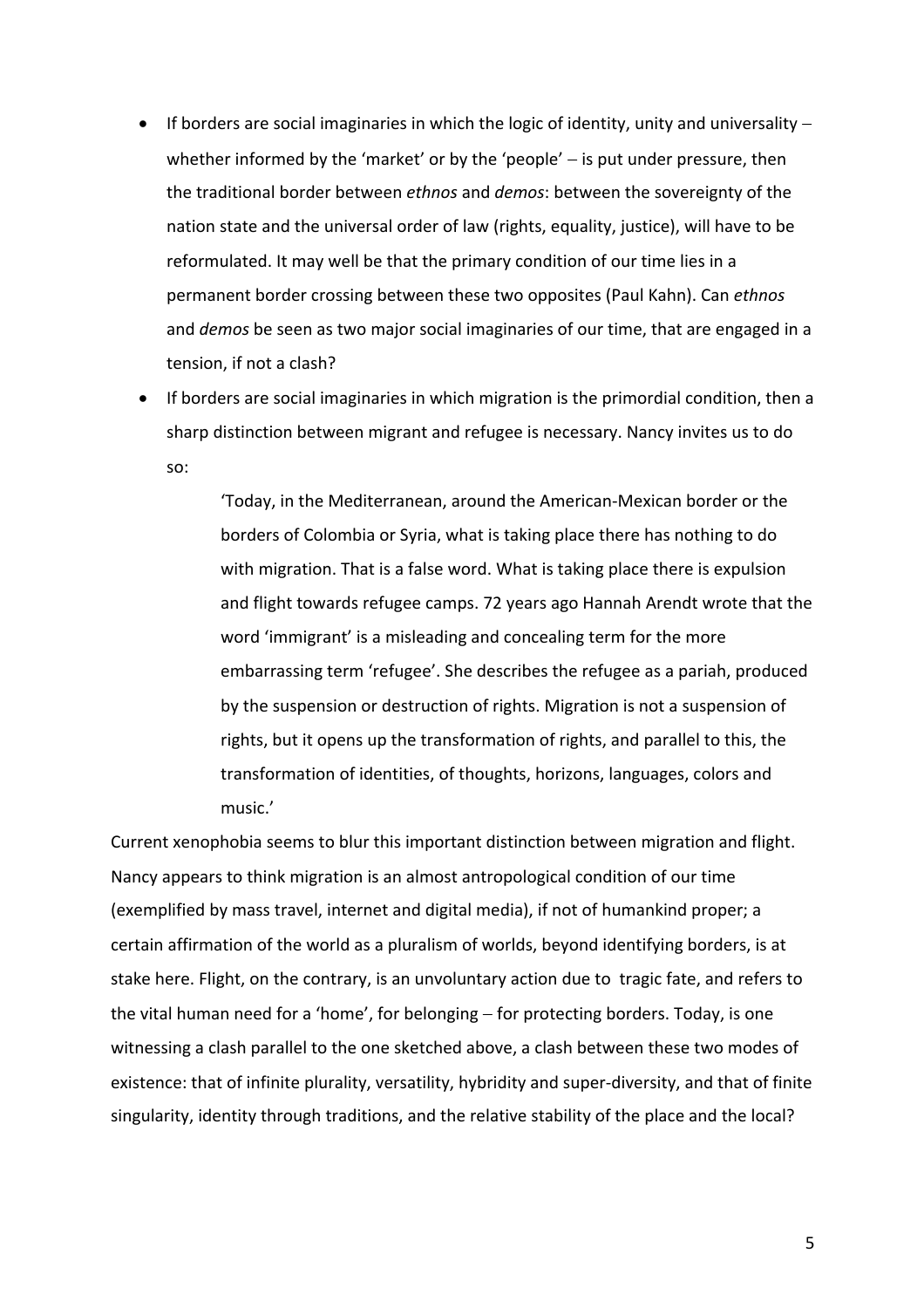- If borders are social imaginaries in which the logic of identity, unity and universality – whether informed by the 'market' or by the 'people' – is put under pressure, then the traditional border between *ethnos* and *demos*: between the sovereignty of the nation state and the universal order of law (rights, equality, justice), will have to be reformulated. It may well be that the primary condition of our time lies in a permanent border crossing between these two opposites (Paul Kahn). Can *ethnos* and *demos* be seen as two major social imaginaries of our time, that are engaged in a tension, if not a clash?
- If borders are social imaginaries in which migration is the primordial condition, then a sharp distinction between migrant and refugee is necessary. Nancy invites us to do so:

> 'Today, in the Mediterranean, around the American-Mexican border or the borders of Colombia or Syria, what is taking place there has nothing to do with migration. That is a false word. What is taking place there is expulsion and flight towards refugee camps. 72 years ago Hannah Arendt wrote that the word 'immigrant' is a misleading and concealing term for the more embarrassing term 'refugee'. She describes the refugee as a pariah, produced by the suspension or destruction of rights. Migration is not a suspension of rights, but it opens up the transformation of rights, and parallel to this, the transformation of identities, of thoughts, horizons, languages, colors and music.'

Current xenophobia seems to blur this important distinction between migration and flight. Nancy appears to think migration is an almost antropological condition of our time (exemplified by mass travel, internet and digital media), if not of humankind proper; a certain affirmation of the world as a pluralism of worlds, beyond identifying borders, is at stake here. Flight, on the contrary, is an unvoluntary action due to tragic fate, and refers to the vital human need for a 'home', for belonging – for protecting borders. Today, is one witnessing a clash parallel to the one sketched above, a clash between these two modes of existence: that of infinite plurality, versatility, hybridity and super-diversity, and that of finite singularity, identity through traditions, and the relative stability of the place and the local?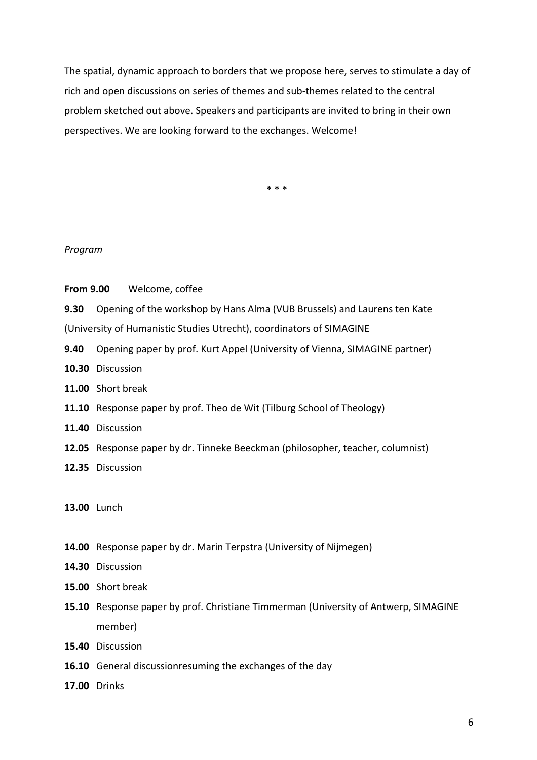The spatial, dynamic approach to borders that we propose here, serves to stimulate a day of rich and open discussions on series of themes and sub-themes related to the central problem sketched out above. Speakers and participants are invited to bring in their own perspectives. We are looking forward to the exchanges. Welcome!

* * *

*Program*

**From 9.00** Welcome, coffee

**9.30** Opening of the workshop by Hans Alma (VUB Brussels) and Laurens ten Kate (University of Humanistic Studies Utrecht), coordinators of SIMAGINE

**9.40** Opening paper by prof. Kurt Appel (University of Vienna, SIMAGINE partner)

**10.30** Discussion

**11.00** Short break

**11.10** Response paper by prof. Theo de Wit (Tilburg School of Theology)

**11.40** Discussion

**12.05** Response paper by dr. Tinneke Beeckman (philosopher, teacher, columnist)

**12.35** Discussion

**13.00** Lunch

**14.00** Response paper by dr. Marin Terpstra (University of Nijmegen)

**14.30** Discussion

**15.00** Short break

**15.10** Response paper by prof. Christiane Timmerman (University of Antwerp, SIMAGINE member)

**15.40** Discussion

**16.10** General discussionresuming the exchanges of the day

**17.00** Drinks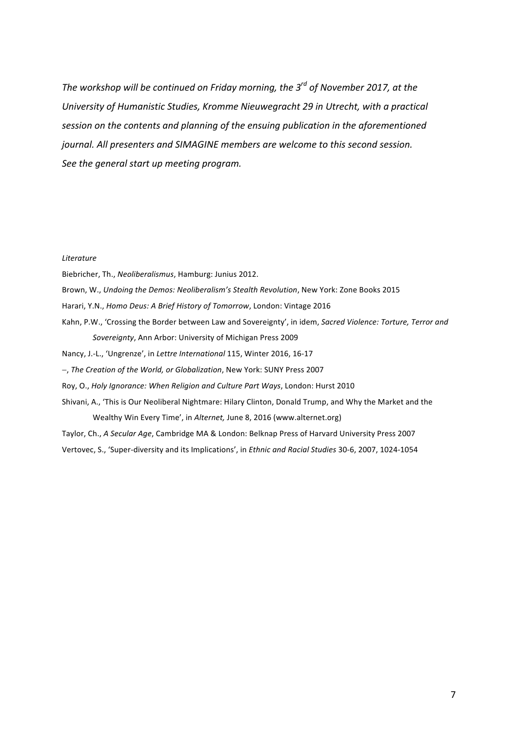*The workshop will be continued on Friday morning, the 3rd of November 2017, at the University of Humanistic Studies, Kromme Nieuwegracht 29 in Utrecht, with a practical session on the contents and planning of the ensuing publication in the aforementioned journal. All presenters and SIMAGINE members are welcome to this second session. See the general start up meeting program.*

*Literature*

Biebricher, Th., *Neoliberalismus*, Hamburg: Junius 2012.

Brown, W., *Undoing the Demos: Neoliberalism's Stealth Revolution*, New York: Zone Books 2015

Harari, Y.N., *Homo Deus: A Brief History of Tomorrow*, London: Vintage 2016

Kahn, P.W., 'Crossing the Border between Law and Sovereignty', in idem, *Sacred Violence: Torture, Terror and Sovereignty*, Ann Arbor: University of Michigan Press 2009

Nancy, J.-L., 'Ungrenze', in *Lettre International* 115, Winter 2016, 16-17

–, *The Creation of the World, or Globalization*, New York: SUNY Press 2007

Roy, O., *Holy Ignorance: When Religion and Culture Part Ways*, London: Hurst 2010

Shivani, A., 'This is Our Neoliberal Nightmare: Hilary Clinton, Donald Trump, and Why the Market and the Wealthy Win Every Time', in *Alternet,* June 8, 2016 (www.alternet.org)

Taylor, Ch., *A Secular Age*, Cambridge MA & London: Belknap Press of Harvard University Press 2007

Vertovec, S., 'Super-diversity and its Implications', in *Ethnic and Racial Studies* 30-6, 2007, 1024-1054